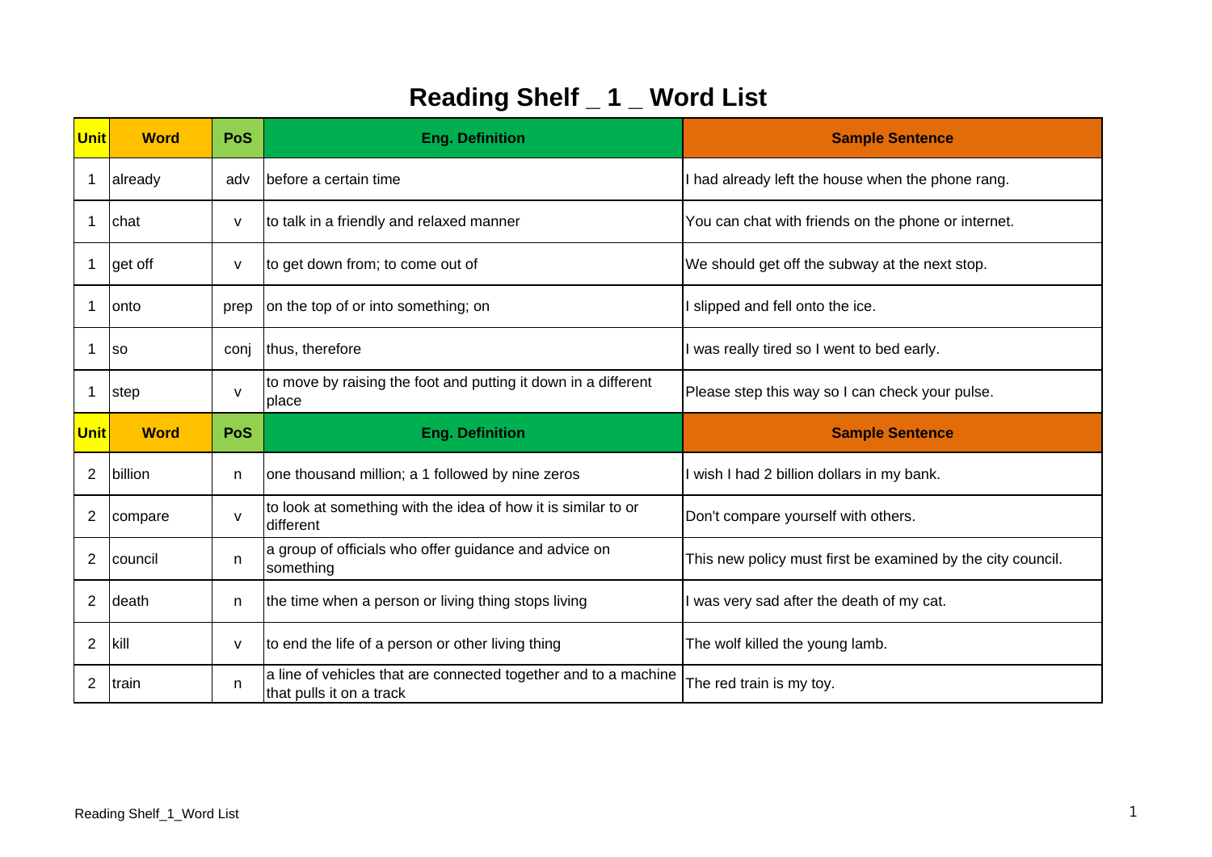# Reading Shelf _ 1 _ Word List

| Unit | Word | PoS | Eng. Definition | Sample Sentence |
|---|---|---|---|---|
| 1 | already | adv | before a certain time | I had already left the house when the phone rang. |
| 1 | chat | v | to talk in a friendly and relaxed manner | You can chat with friends on the phone or internet. |
| 1 | get off | v | to get down from; to come out of | We should get off the subway at the next stop. |
| 1 | onto | prep | on the top of or into something; on | I slipped and fell onto the ice. |
| 1 | so | conj | thus, therefore | I was really tired so I went to bed early. |
| 1 | step | v | to move by raising the foot and putting it down in a different place | Please step this way so I can check your pulse. |
| **Unit** | **Word** | **PoS** | **Eng. Definition** | **Sample Sentence** |
| 2 | billion | n | one thousand million; a 1 followed by nine zeros | I wish I had 2 billion dollars in my bank. |
| 2 | compare | v | to look at something with the idea of how it is similar to or different | Don't compare yourself with others. |
| 2 | council | n | a group of officials who offer guidance and advice on something | This new policy must first be examined by the city council. |
| 2 | death | n | the time when a person or living thing stops living | I was very sad after the death of my cat. |
| 2 | kill | v | to end the life of a person or other living thing | The wolf killed the young lamb. |
| 2 | train | n | a line of vehicles that are connected together and to a machine that pulls it on a track | The red train is my toy. |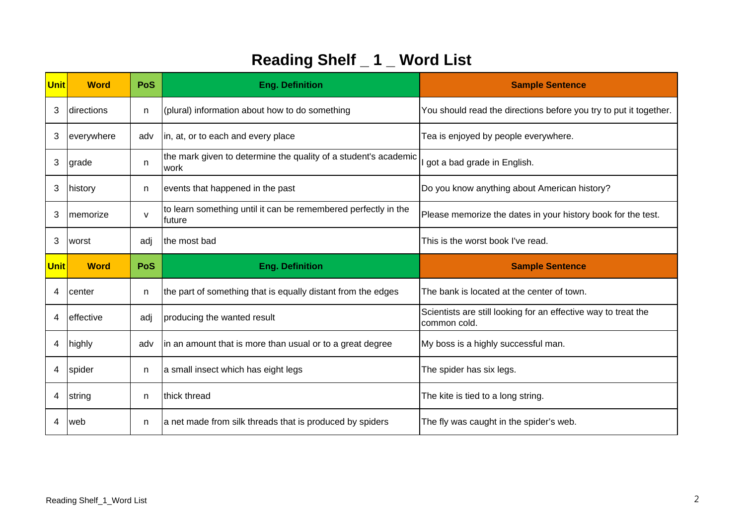# Reading Shelf _ 1 _ Word List

| Unit | Word | PoS | Eng. Definition | Sample Sentence |
|---|---|---|---|---|
| 3 | directions | n | (plural) information about how to do something | You should read the directions before you try to put it together. |
| 3 | everywhere | adv | in, at, or to each and every place | Tea is enjoyed by people everywhere. |
| 3 | grade | n | the mark given to determine the quality of a student's academic work | I got a bad grade in English. |
| 3 | history | n | events that happened in the past | Do you know anything about American history? |
| 3 | memorize | v | to learn something until it can be remembered perfectly in the future | Please memorize the dates in your history book for the test. |
| 3 | worst | adj | the most bad | This is the worst book I've read. |
| **Unit** | **Word** | **PoS** | **Eng. Definition** | **Sample Sentence** |
| 4 | center | n | the part of something that is equally distant from the edges | The bank is located at the center of town. |
| 4 | effective | adj | producing the wanted result | Scientists are still looking for an effective way to treat the common cold. |
| 4 | highly | adv | in an amount that is more than usual or to a great degree | My boss is a highly successful man. |
| 4 | spider | n | a small insect which has eight legs | The spider has six legs. |
| 4 | string | n | thick thread | The kite is tied to a long string. |
| 4 | web | n | a net made from silk threads that is produced by spiders | The fly was caught in the spider's web. |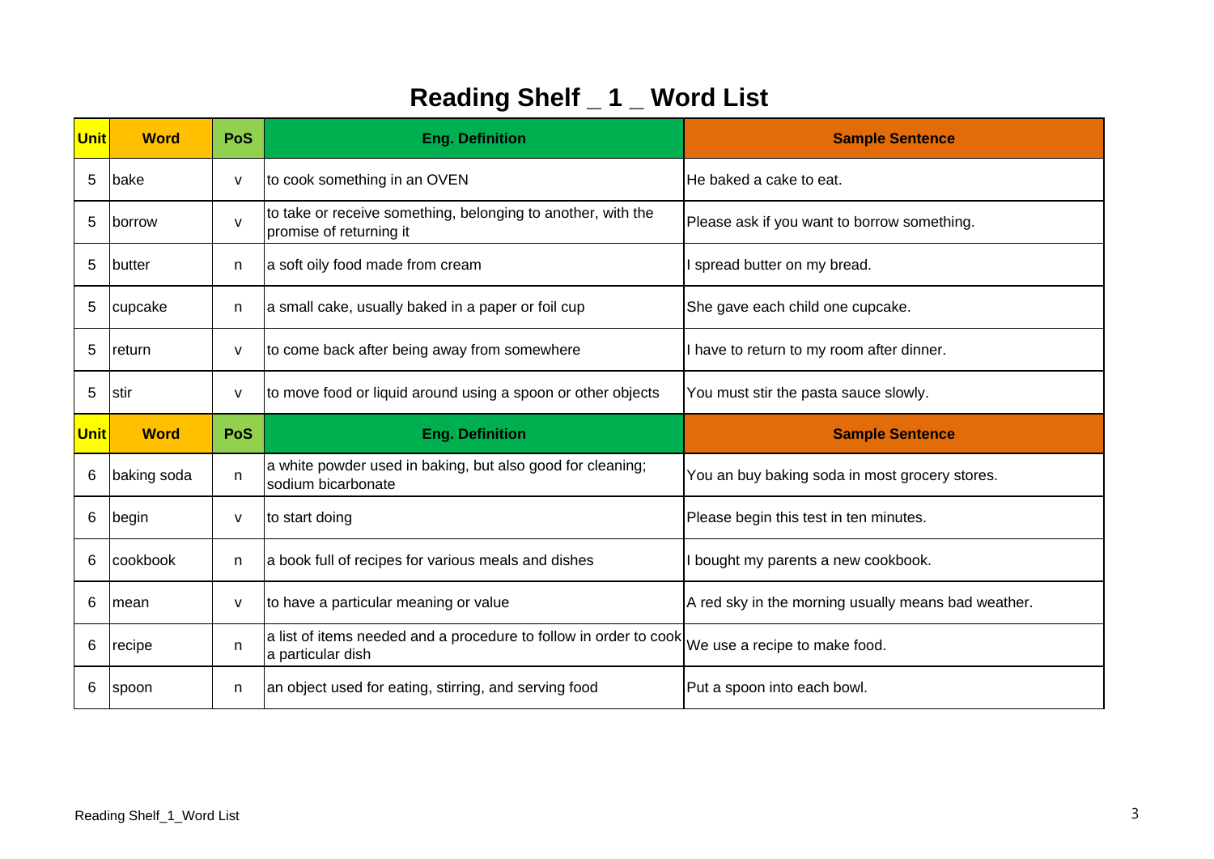# Reading Shelf _ 1 _ Word List

| Unit | Word | PoS | Eng. Definition | Sample Sentence |
|---|---|---|---|---|
| 5 | bake | v | to cook something in an OVEN | He baked a cake to eat. |
| 5 | borrow | v | to take or receive something, belonging to another, with the promise of returning it | Please ask if you want to borrow something. |
| 5 | butter | n | a soft oily food made from cream | I spread butter on my bread. |
| 5 | cupcake | n | a small cake, usually baked in a paper or foil cup | She gave each child one cupcake. |
| 5 | return | v | to come back after being away from somewhere | I have to return to my room after dinner. |
| 5 | stir | v | to move food or liquid around using a spoon or other objects | You must stir the pasta sauce slowly. |
| **Unit** | **Word** | **PoS** | **Eng. Definition** | **Sample Sentence** |
| 6 | baking soda | n | a white powder used in baking, but also good for cleaning; sodium bicarbonate | You an buy baking soda in most grocery stores. |
| 6 | begin | v | to start doing | Please begin this test in ten minutes. |
| 6 | cookbook | n | a book full of recipes for various meals and dishes | I bought my parents a new cookbook. |
| 6 | mean | v | to have a particular meaning or value | A red sky in the morning usually means bad weather. |
| 6 | recipe | n | a list of items needed and a procedure to follow in order to cook a particular dish | We use a recipe to make food. |
| 6 | spoon | n | an object used for eating, stirring, and serving food | Put a spoon into each bowl. |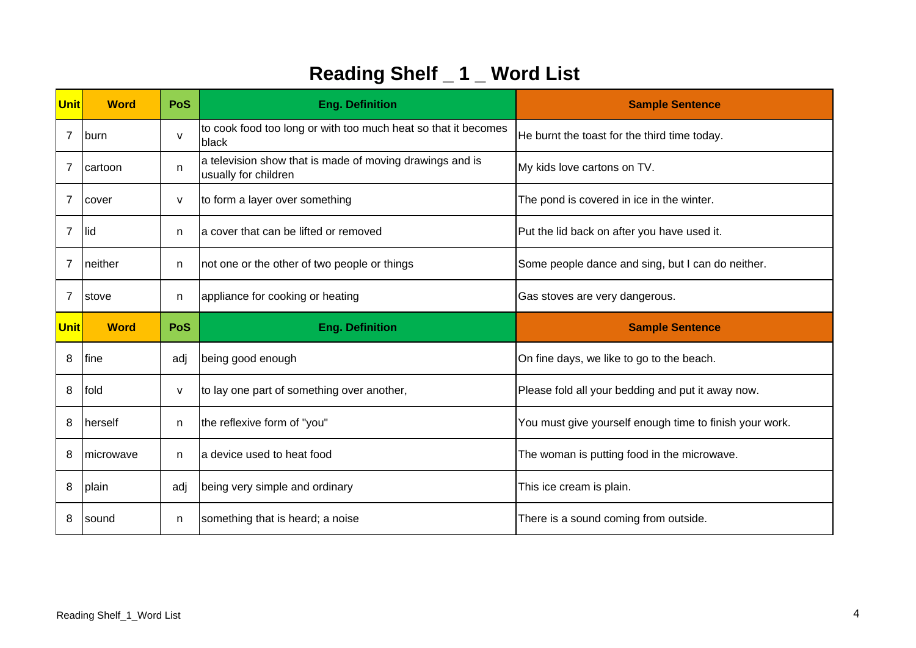# Reading Shelf _ 1 _ Word List

| Unit | Word | PoS | Eng. Definition | Sample Sentence |
|---|---|---|---|---|
| 7 | burn | v | to cook food too long or with too much heat so that it becomes black | He burnt the toast for the third time today. |
| 7 | cartoon | n | a television show that is made of moving drawings and is usually for children | My kids love cartons on TV. |
| 7 | cover | v | to form a layer over something | The pond is covered in ice in the winter. |
| 7 | lid | n | a cover that can be lifted or removed | Put the lid back on after you have used it. |
| 7 | neither | n | not one or the other of two people or things | Some people dance and sing, but I can do neither. |
| 7 | stove | n | appliance for cooking or heating | Gas stoves are very dangerous. |
| **Unit** | **Word** | **PoS** | **Eng. Definition** | **Sample Sentence** |
| 8 | fine | adj | being good enough | On fine days, we like to go to the beach. |
| 8 | fold | v | to lay one part of something over another, | Please fold all your bedding and put it away now. |
| 8 | herself | n | the reflexive form of "you" | You must give yourself enough time to finish your work. |
| 8 | microwave | n | a device used to heat food | The woman is putting food in the microwave. |
| 8 | plain | adj | being very simple and ordinary | This ice cream is plain. |
| 8 | sound | n | something that is heard; a noise | There is a sound coming from outside. |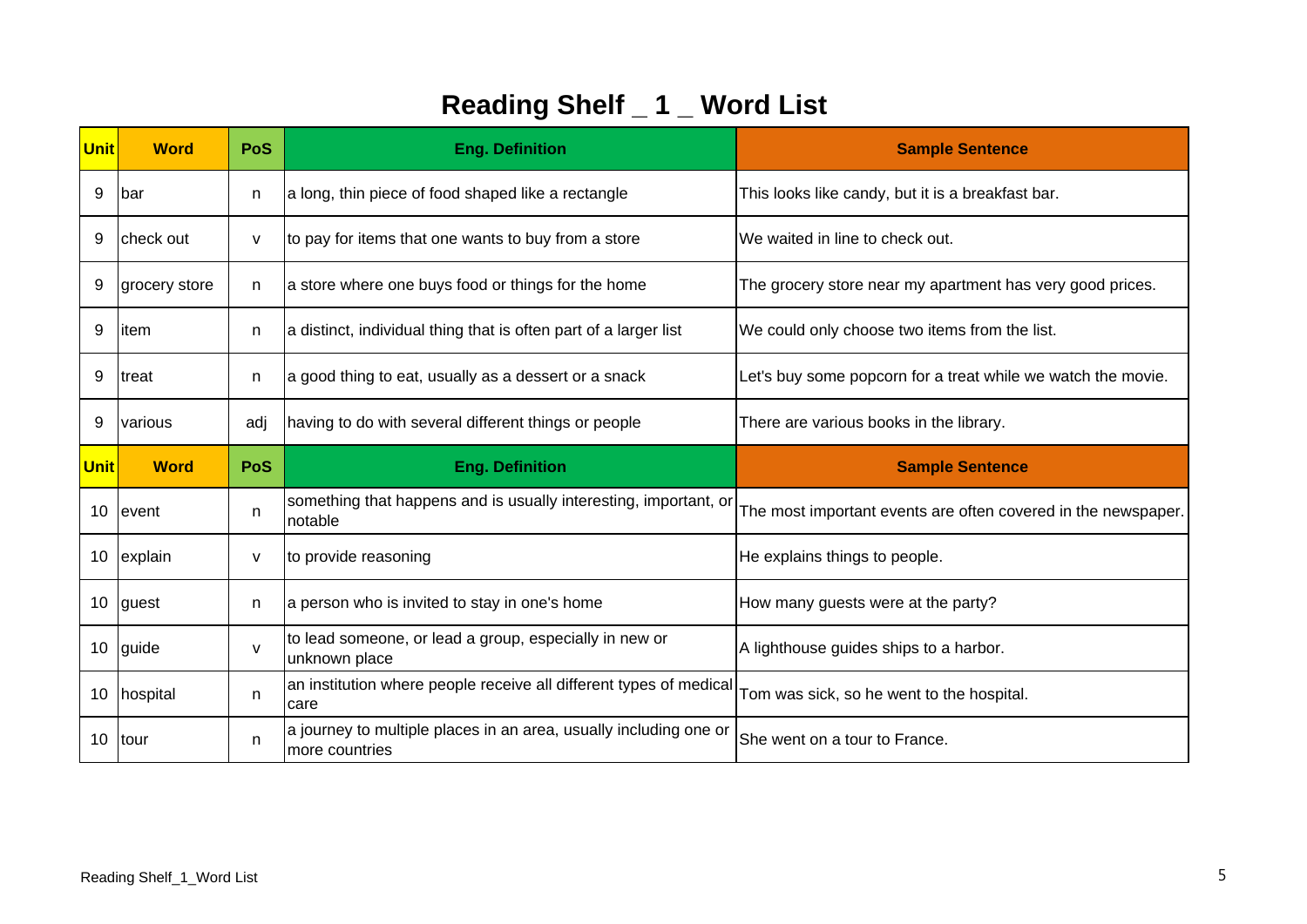# Reading Shelf _ 1 _ Word List

| Unit | Word | PoS | Eng. Definition | Sample Sentence |
| --- | --- | --- | --- | --- |
| 9 | bar | n | a long, thin piece of food shaped like a rectangle | This looks like candy, but it is a breakfast bar. |
| 9 | check out | v | to pay for items that one wants to buy from a store | We waited in line to check out. |
| 9 | grocery store | n | a store where one buys food or things for the home | The grocery store near my apartment has very good prices. |
| 9 | item | n | a distinct, individual thing that is often part of a larger list | We could only choose two items from the list. |
| 9 | treat | n | a good thing to eat, usually as a dessert or a snack | Let's buy some popcorn for a treat while we watch the movie. |
| 9 | various | adj | having to do with several different things or people | There are various books in the library. |
| **Unit** | **Word** | **PoS** | **Eng. Definition** | **Sample Sentence** |
| 10 | event | n | something that happens and is usually interesting, important, or notable | The most important events are often covered in the newspaper. |
| 10 | explain | v | to provide reasoning | He explains things to people. |
| 10 | guest | n | a person who is invited to stay in one's home | How many guests were at the party? |
| 10 | guide | v | to lead someone, or lead a group, especially in new or unknown place | A lighthouse guides ships to a harbor. |
| 10 | hospital | n | an institution where people receive all different types of medical care | Tom was sick, so he went to the hospital. |
| 10 | tour | n | a journey to multiple places in an area, usually including one or more countries | She went on a tour to France. |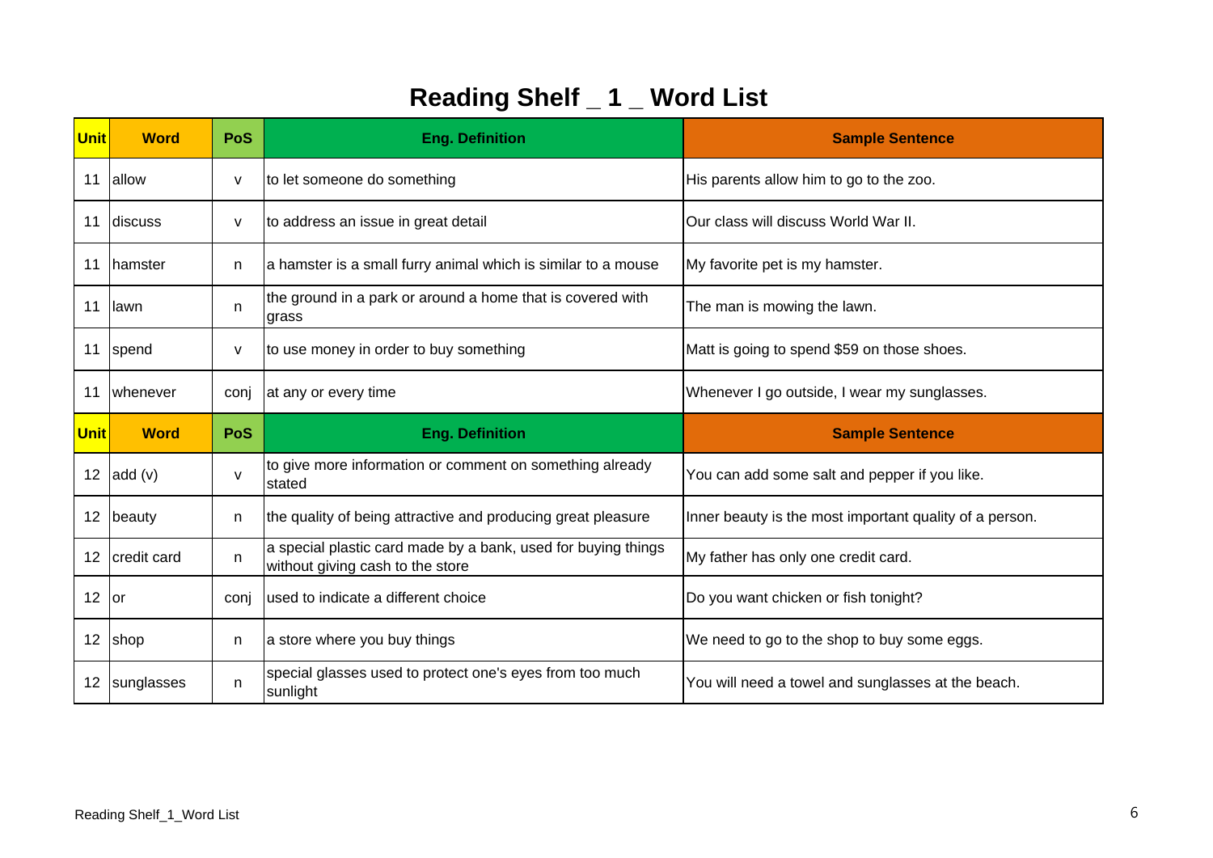# Reading Shelf _ 1 _ Word List

| Unit | Word | PoS | Eng. Definition | Sample Sentence |
|---|---|---|---|---|
| 11 | allow | v | to let someone do something | His parents allow him to go to the zoo. |
| 11 | discuss | v | to address an issue in great detail | Our class will discuss World War II. |
| 11 | hamster | n | a hamster is a small furry animal which is similar to a mouse | My favorite pet is my hamster. |
| 11 | lawn | n | the ground in a park or around a home that is covered with grass | The man is mowing the lawn. |
| 11 | spend | v | to use money in order to buy something | Matt is going to spend $59 on those shoes. |
| 11 | whenever | conj | at any or every time | Whenever I go outside, I wear my sunglasses. |
| **Unit** | **Word** | **PoS** | **Eng. Definition** | **Sample Sentence** |
| 12 | add (v) | v | to give more information or comment on something already stated | You can add some salt and pepper if you like. |
| 12 | beauty | n | the quality of being attractive and producing great pleasure | Inner beauty is the most important quality of a person. |
| 12 | credit card | n | a special plastic card made by a bank, used for buying things without giving cash to the store | My father has only one credit card. |
| 12 | or | conj | used to indicate a different choice | Do you want chicken or fish tonight? |
| 12 | shop | n | a store where you buy things | We need to go to the shop to buy some eggs. |
| 12 | sunglasses | n | special glasses used to protect one's eyes from too much sunlight | You will need a towel and sunglasses at the beach. |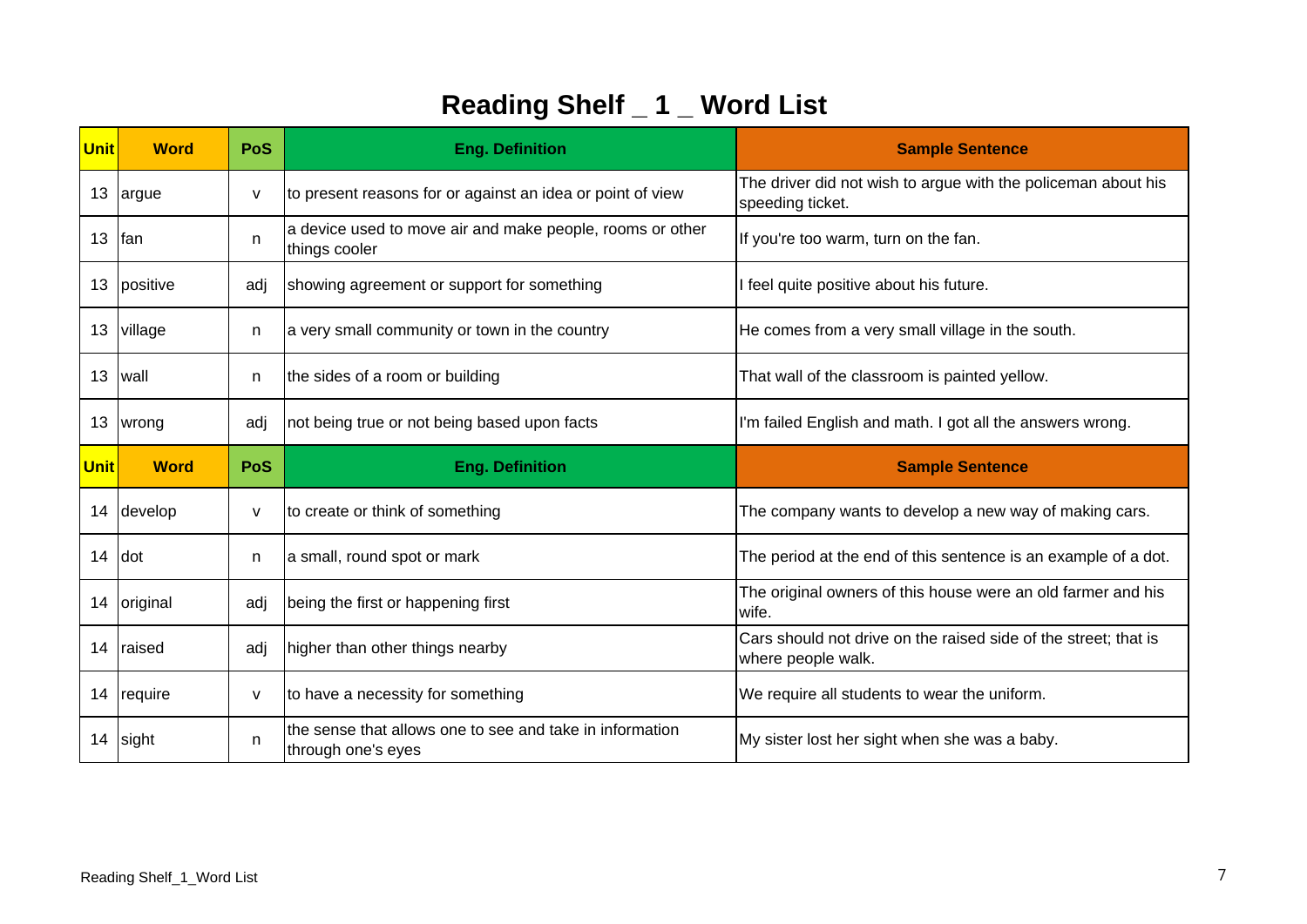# Reading Shelf _ 1 _ Word List

| Unit | Word | PoS | Eng. Definition | Sample Sentence |
|---|---|---|---|---|
| 13 | argue | v | to present reasons for or against an idea or point of view | The driver did not wish to argue with the policeman about his speeding ticket. |
| 13 | fan | n | a device used to move air and make people, rooms or other things cooler | If you're too warm, turn on the fan. |
| 13 | positive | adj | showing agreement or support for something | I feel quite positive about his future. |
| 13 | village | n | a very small community or town in the country | He comes from a very small village in the south. |
| 13 | wall | n | the sides of a room or building | That wall of the classroom is painted yellow. |
| 13 | wrong | adj | not being true or not being based upon facts | I'm failed English and math. I got all the answers wrong. |
| **Unit** | **Word** | **PoS** | **Eng. Definition** | **Sample Sentence** |
| 14 | develop | v | to create or think of something | The company wants to develop a new way of making cars. |
| 14 | dot | n | a small, round spot or mark | The period at the end of this sentence is an example of a dot. |
| 14 | original | adj | being the first or happening first | The original owners of this house were an old farmer and his wife. |
| 14 | raised | adj | higher than other things nearby | Cars should not drive on the raised side of the street; that is where people walk. |
| 14 | require | v | to have a necessity for something | We require all students to wear the uniform. |
| 14 | sight | n | the sense that allows one to see and take in information through one's eyes | My sister lost her sight when she was a baby. |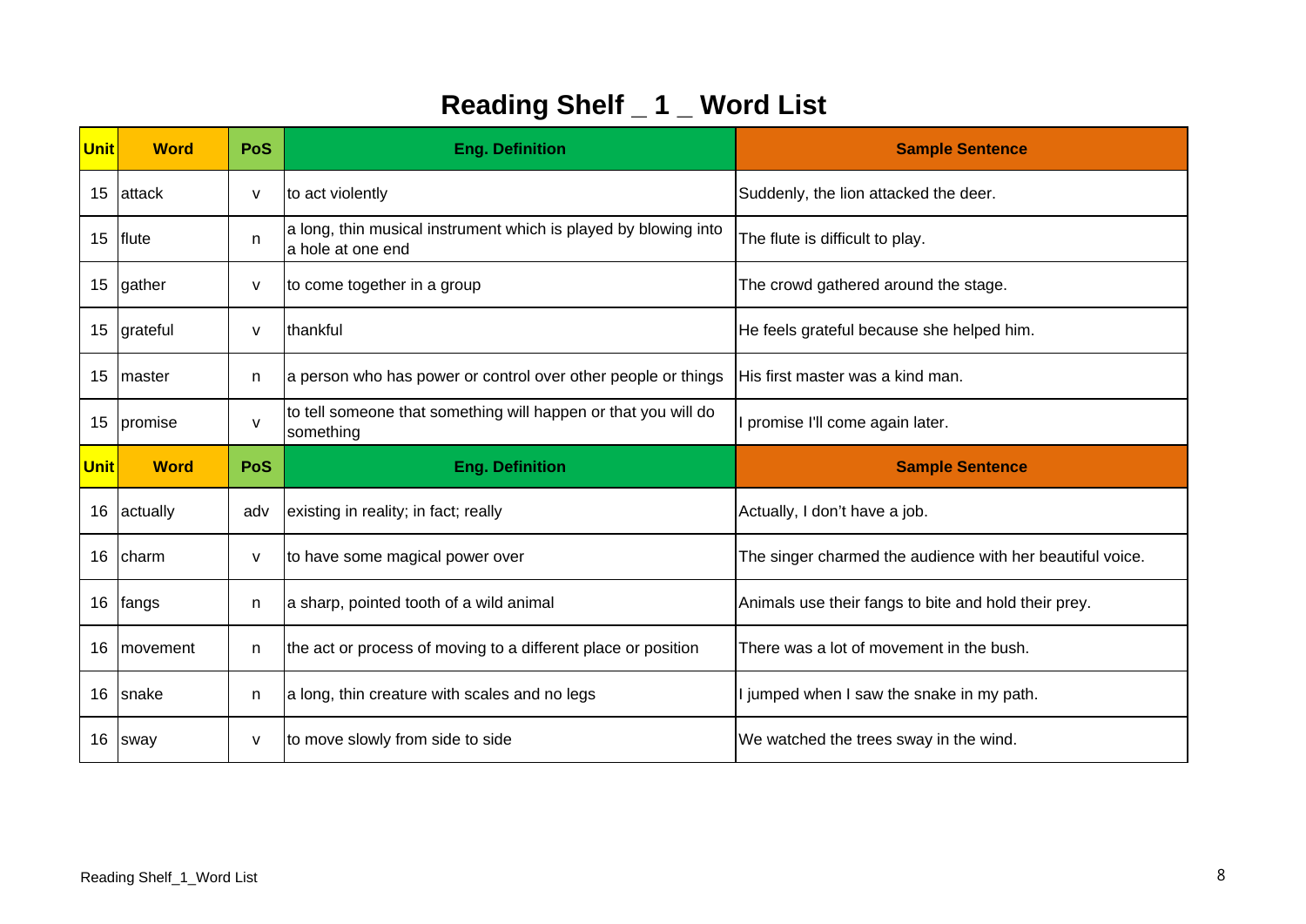# Reading Shelf _ 1 _ Word List

| Unit | Word | PoS | Eng. Definition | Sample Sentence |
|---|---|---|---|---|
| 15 | attack | v | to act violently | Suddenly, the lion attacked the deer. |
| 15 | flute | n | a long, thin musical instrument which is played by blowing into a hole at one end | The flute is difficult to play. |
| 15 | gather | v | to come together in a group | The crowd gathered around the stage. |
| 15 | grateful | v | thankful | He feels grateful because she helped him. |
| 15 | master | n | a person who has power or control over other people or things | His first master was a kind man. |
| 15 | promise | v | to tell someone that something will happen or that you will do something | I promise I'll come again later. |
| Unit | Word | PoS | Eng. Definition | Sample Sentence |
| 16 | actually | adv | existing in reality; in fact; really | Actually, I don't have a job. |
| 16 | charm | v | to have some magical power over | The singer charmed the audience with her beautiful voice. |
| 16 | fangs | n | a sharp, pointed tooth of a wild animal | Animals use their fangs to bite and hold their prey. |
| 16 | movement | n | the act or process of moving to a different place or position | There was a lot of movement in the bush. |
| 16 | snake | n | a long, thin creature with scales and no legs | I jumped when I saw the snake in my path. |
| 16 | sway | v | to move slowly from side to side | We watched the trees sway in the wind. |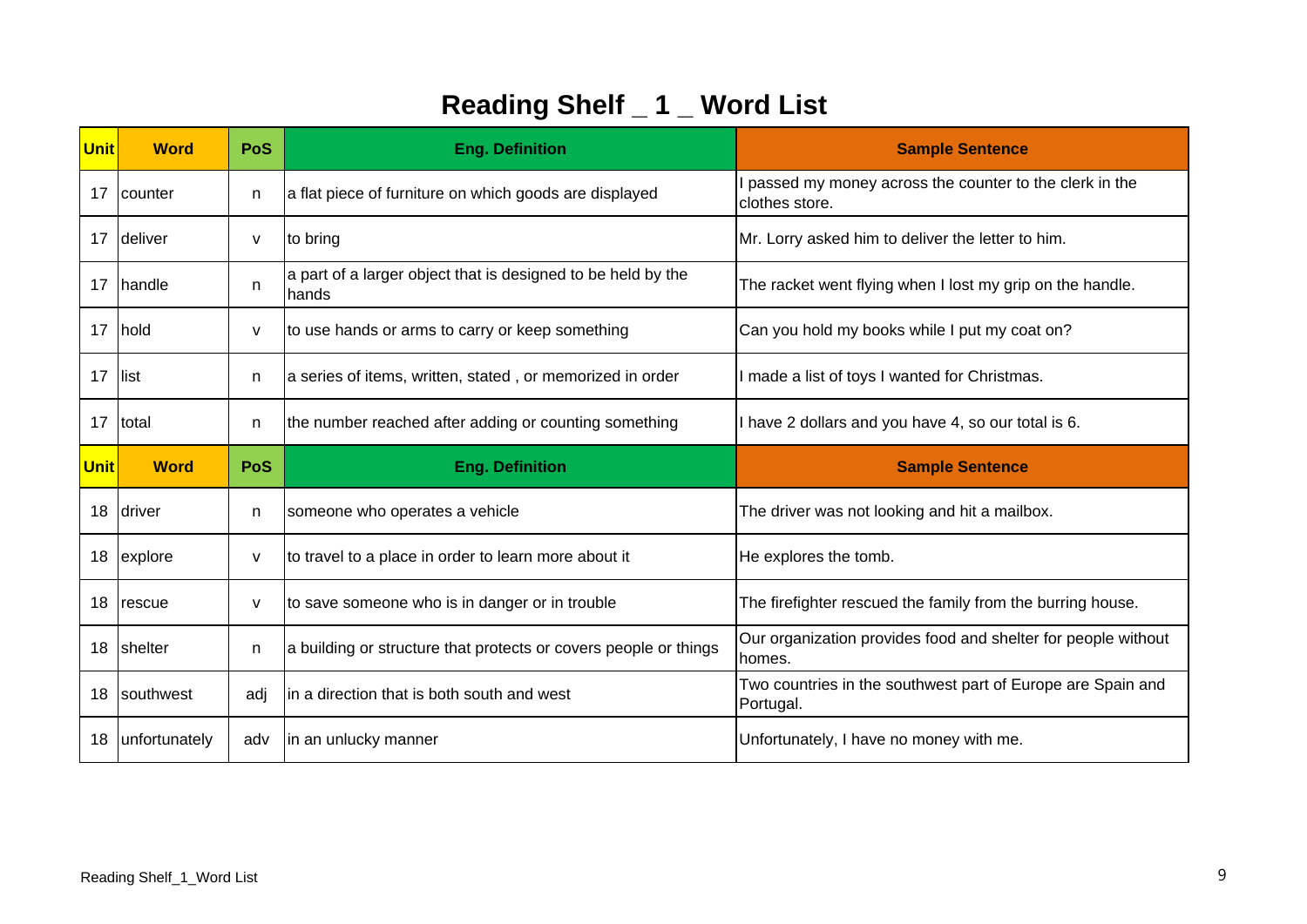# Reading Shelf _ 1 _ Word List

| Unit | Word | PoS | Eng. Definition | Sample Sentence |
|---|---|---|---|---|
| 17 | counter | n | a flat piece of furniture on which goods are displayed | I passed my money across the counter to the clerk in the clothes store. |
| 17 | deliver | v | to bring | Mr. Lorry asked him to deliver the letter to him. |
| 17 | handle | n | a part of a larger object that is designed to be held by the hands | The racket went flying when I lost my grip on the handle. |
| 17 | hold | v | to use hands or arms to carry or keep something | Can you hold my books while I put my coat on? |
| 17 | list | n | a series of items, written, stated , or memorized in order | I made a list of toys I wanted for Christmas. |
| 17 | total | n | the number reached after adding or counting something | I have 2 dollars and you have 4, so our total is 6. |
| **Unit** | **Word** | **PoS** | **Eng. Definition** | **Sample Sentence** |
| 18 | driver | n | someone who operates a vehicle | The driver was not looking and hit a mailbox. |
| 18 | explore | v | to travel to a place in order to learn more about it | He explores the tomb. |
| 18 | rescue | v | to save someone who is in danger or in trouble | The firefighter rescued the family from the burring house. |
| 18 | shelter | n | a building or structure that protects or covers people or things | Our organization provides food and shelter for people without homes. |
| 18 | southwest | adj | in a direction that is both south and west | Two countries in the southwest part of Europe are Spain and Portugal. |
| 18 | unfortunately | adv | in an unlucky manner | Unfortunately, I have no money with me. |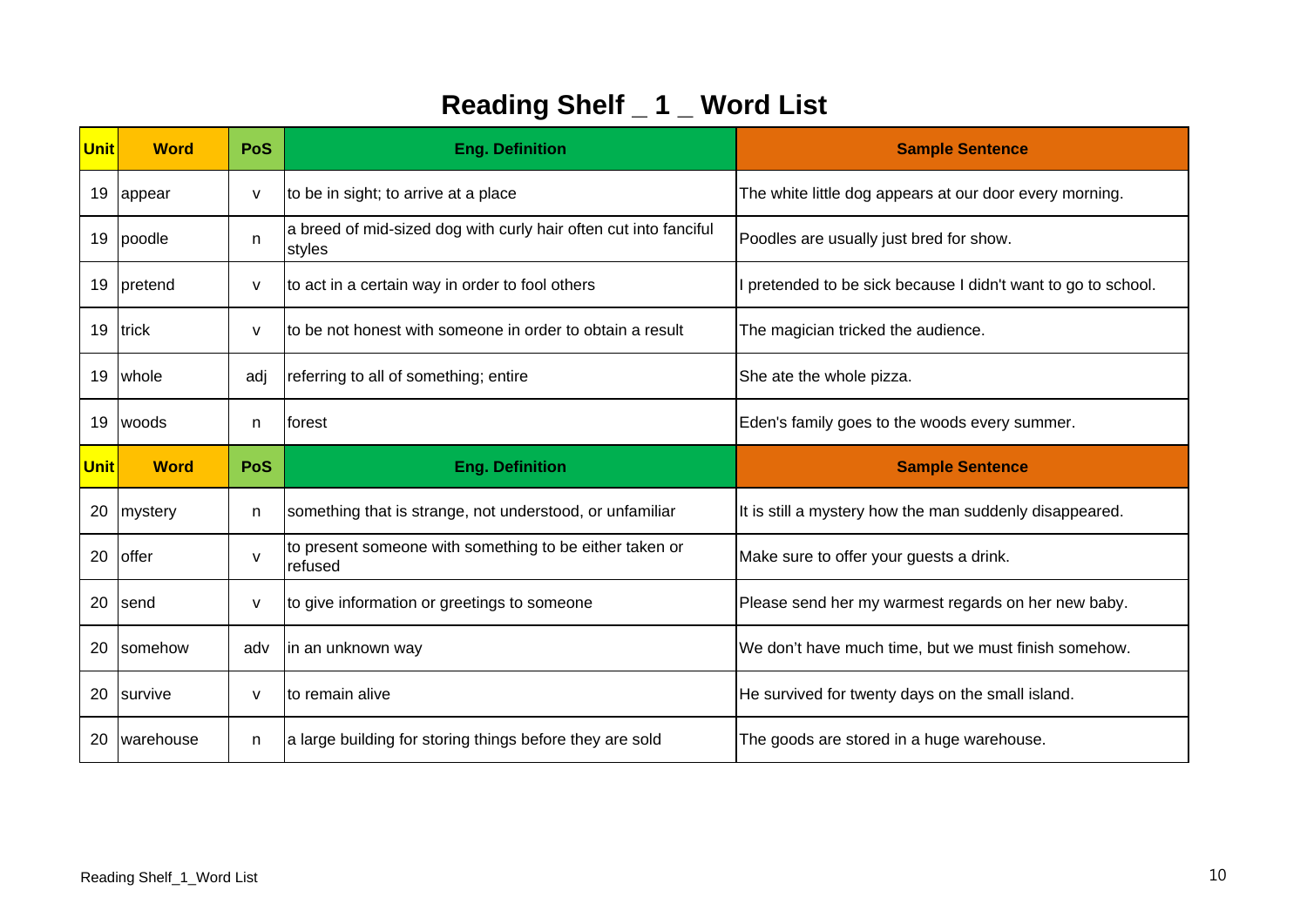# Reading Shelf _ 1 _ Word List

| Unit | Word | PoS | Eng. Definition | Sample Sentence |
|---|---|---|---|---|
| 19 | appear | v | to be in sight; to arrive at a place | The white little dog appears at our door every morning. |
| 19 | poodle | n | a breed of mid-sized dog with curly hair often cut into fanciful styles | Poodles are usually just bred for show. |
| 19 | pretend | v | to act in a certain way in order to fool others | I pretended to be sick because I didn't want to go to school. |
| 19 | trick | v | to be not honest with someone in order to obtain a result | The magician tricked the audience. |
| 19 | whole | adj | referring to all of something; entire | She ate the whole pizza. |
| 19 | woods | n | forest | Eden's family goes to the woods every summer. |
| **Unit** | **Word** | **PoS** | **Eng. Definition** | **Sample Sentence** |
| 20 | mystery | n | something that is strange, not understood, or unfamiliar | It is still a mystery how the man suddenly disappeared. |
| 20 | offer | v | to present someone with something to be either taken or refused | Make sure to offer your guests a drink. |
| 20 | send | v | to give information or greetings to someone | Please send her my warmest regards on her new baby. |
| 20 | somehow | adv | in an unknown way | We don't have much time, but we must finish somehow. |
| 20 | survive | v | to remain alive | He survived for twenty days on the small island. |
| 20 | warehouse | n | a large building for storing things before they are sold | The goods are stored in a huge warehouse. |